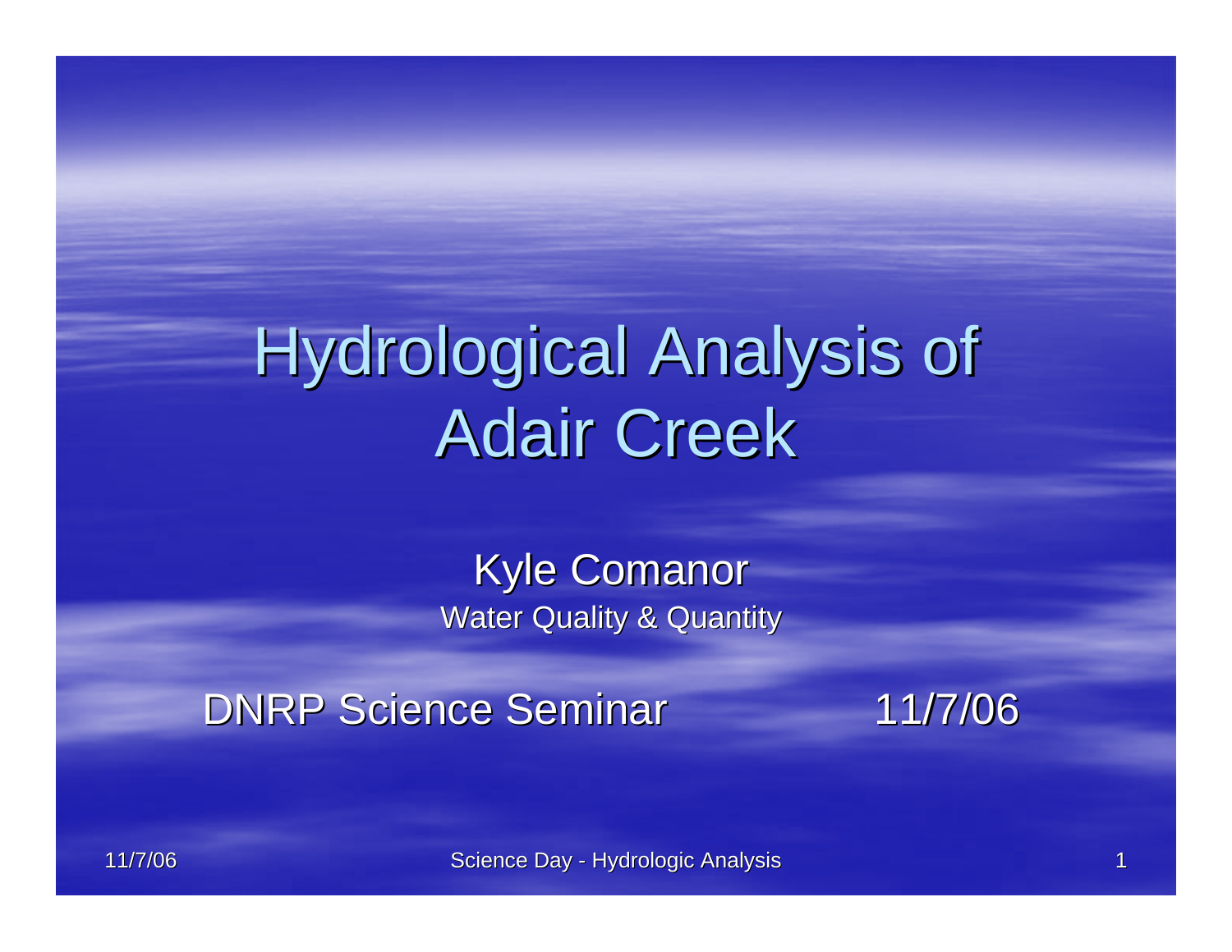# Hydrological Analysis of Adair Creek

Kyle Comanor

Water Quality & Quantity

DNRP Science Seminar 11/7/06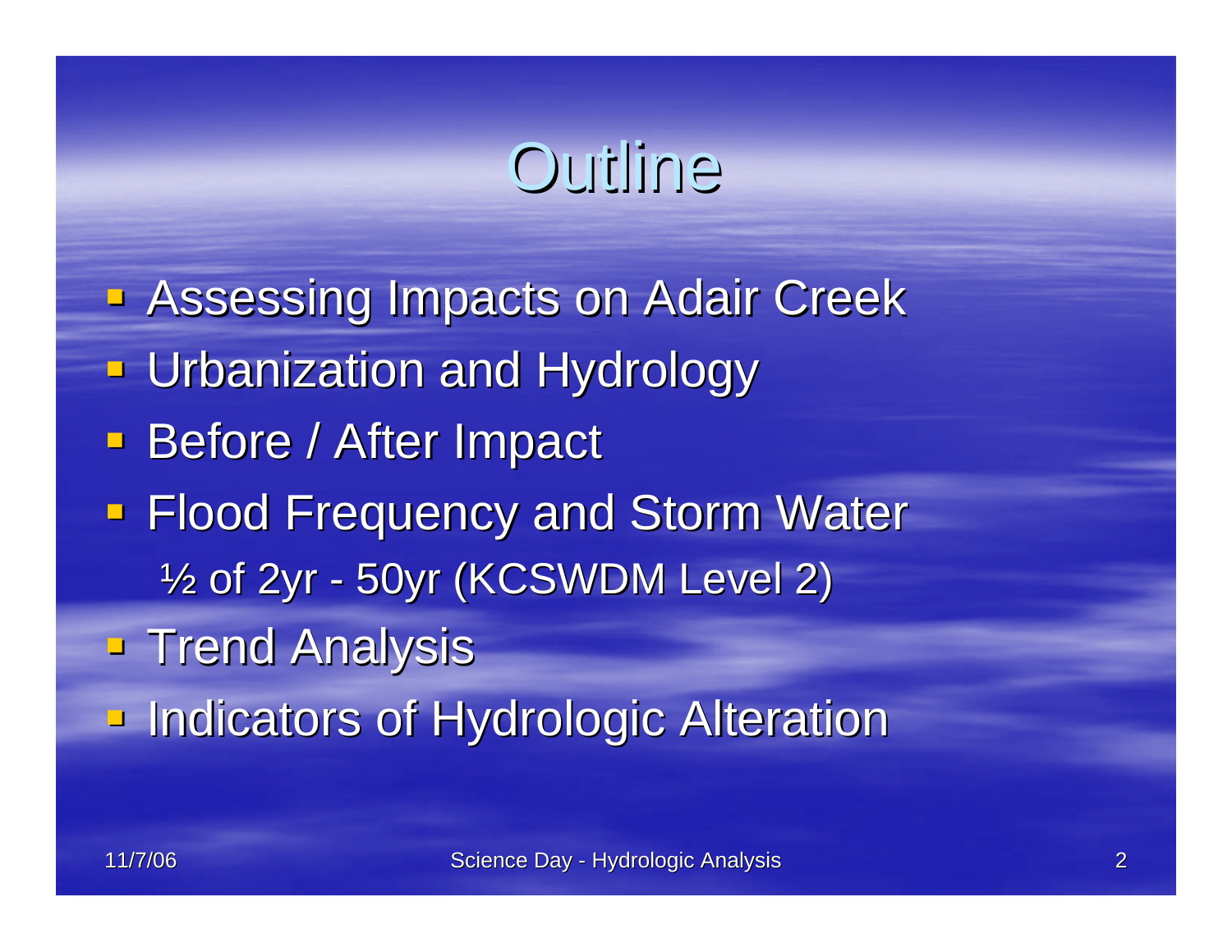# Outline

- Assessing Impacts on Adair Creek
- Urbanization and Hydrology
- Before / After Impact
- Flood Frequency and Storm Water
  - ½ of 2yr - 50yr (KCSWDM Level 2)
- Trend Analysis
- Indicators of Hydrologic Alteration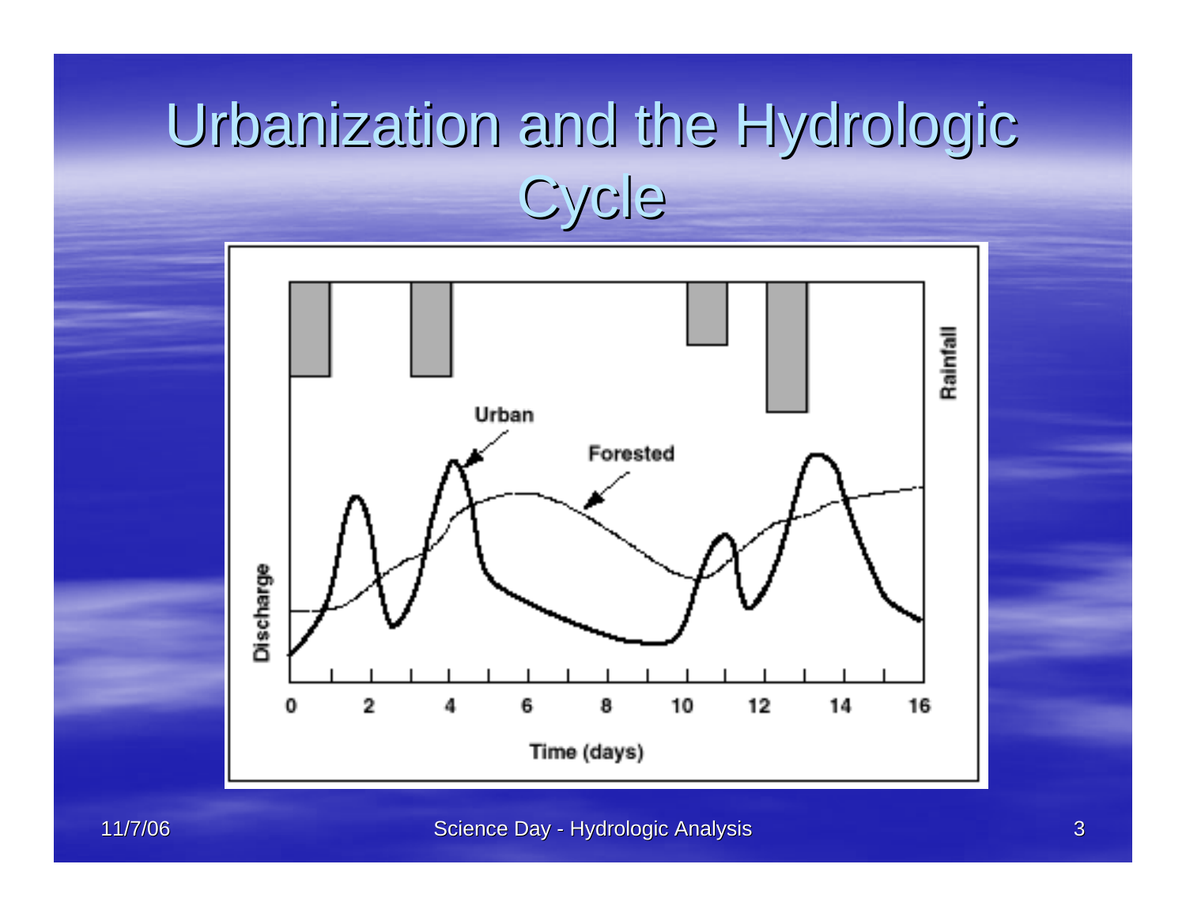# Urbanization and the Hydrologic Cycle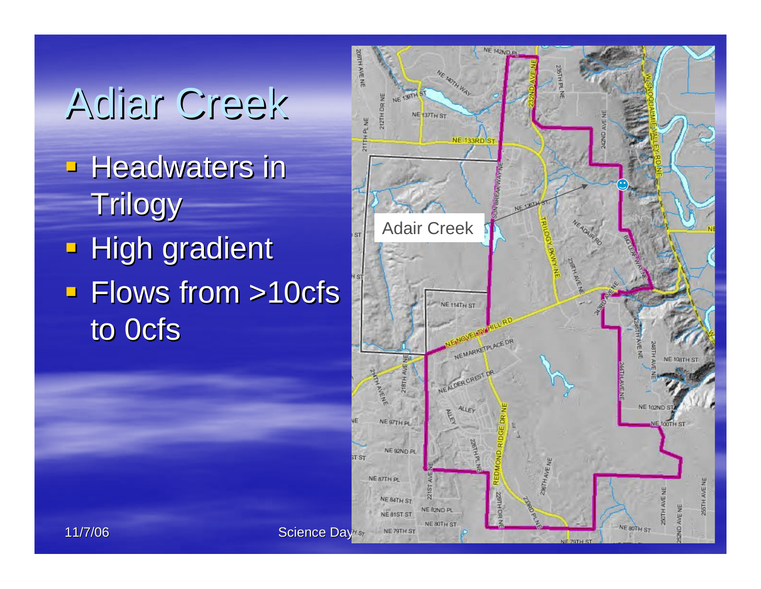# Adiar Creek

- Headwaters in Trilogy
- High gradient
- Flows from >10cfs to 0cfs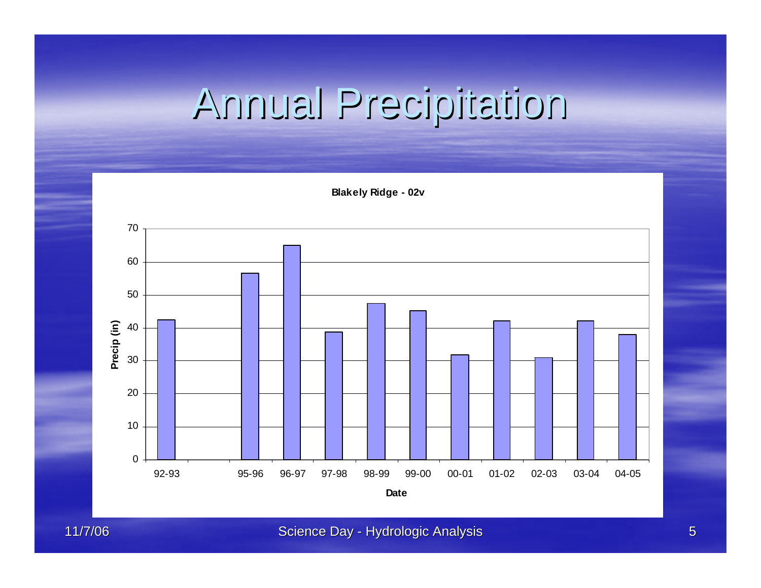# Annual Precipitation

**Blakely Ridge - 02v**

| Date | Precip (in) |
|---|---|
| 92-93 | 42.5 |
| 95-96 | 56.5 |
| 96-97 | 65 |
| 97-98 | 38.8 |
| 98-99 | 47.5 |
| 99-00 | 45.2 |
| 00-01 | 31.8 |
| 01-02 | 42.2 |
| 02-03 | 31 |
| 03-04 | 42.2 |
| 04-05 | 38 |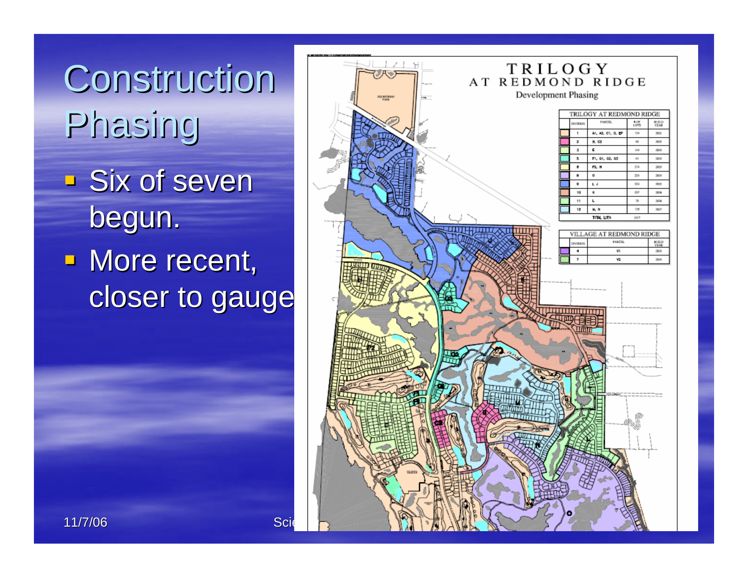# Construction Phasing

- Six of seven begun.
- More recent, closer to gauge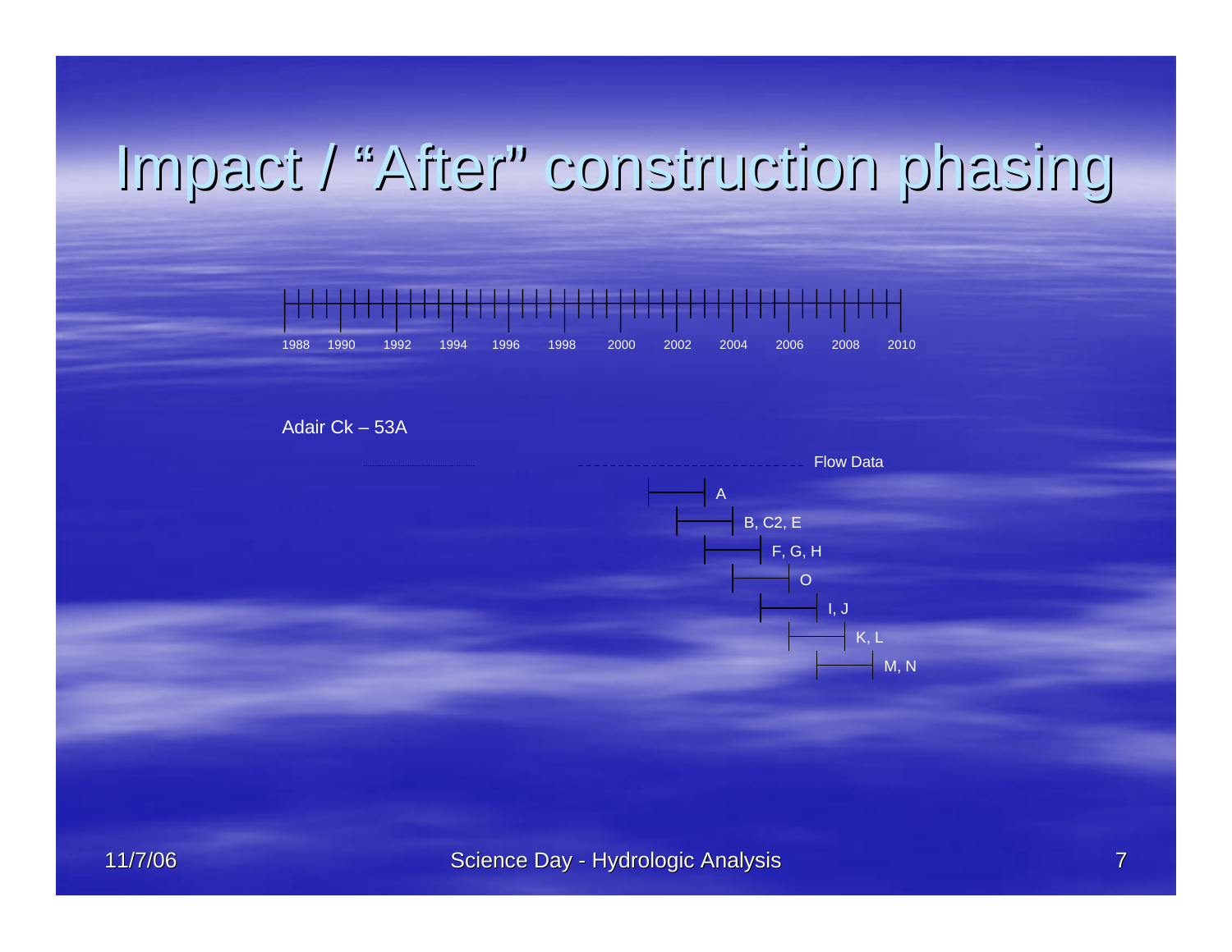# Impact / "After" construction phasing

1988 1990 1992 1994 1996 1998 2000 2002 2004 2006 2008 2010

Adair Ck – 53A

Flow Data

A

B, C2, E

F, G, H

O

I, J

K, L

M, N

11/7/06

Science Day - Hydrologic Analysis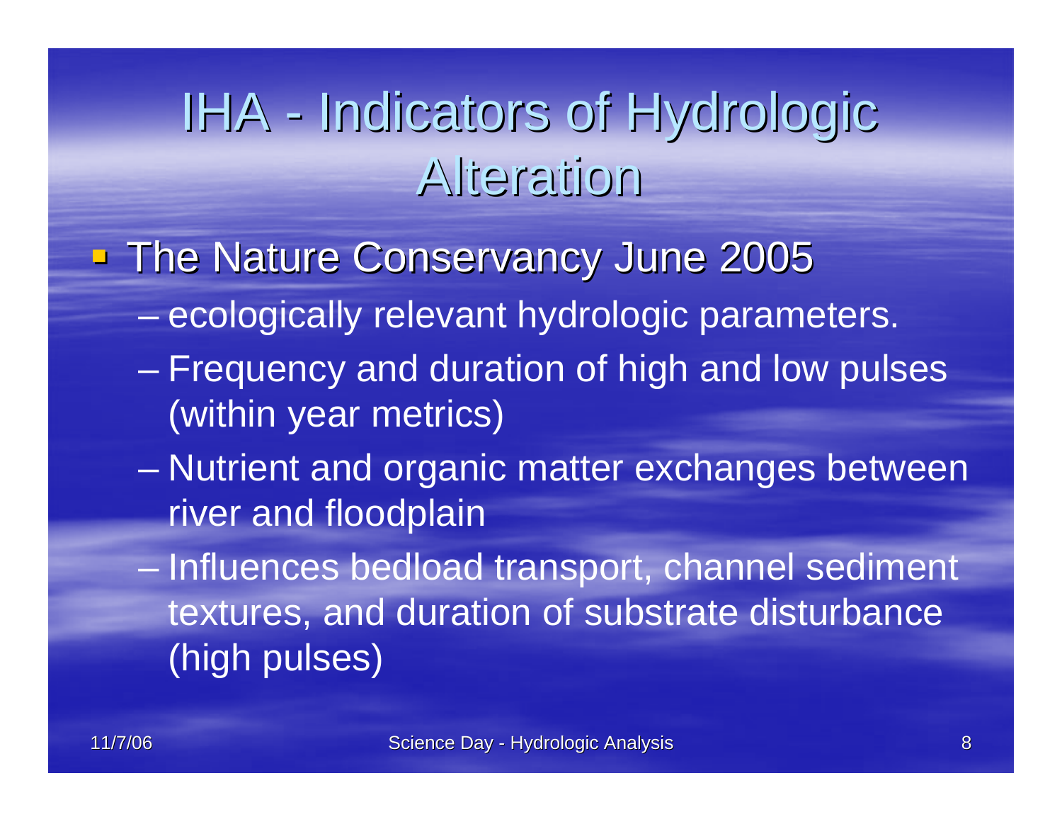# IHA - Indicators of Hydrologic Alteration

- The Nature Conservancy June 2005
  - ecologically relevant hydrologic parameters.
  - Frequency and duration of high and low pulses (within year metrics)
  - Nutrient and organic matter exchanges between river and floodplain
  - Influences bedload transport, channel sediment textures, and duration of substrate disturbance (high pulses)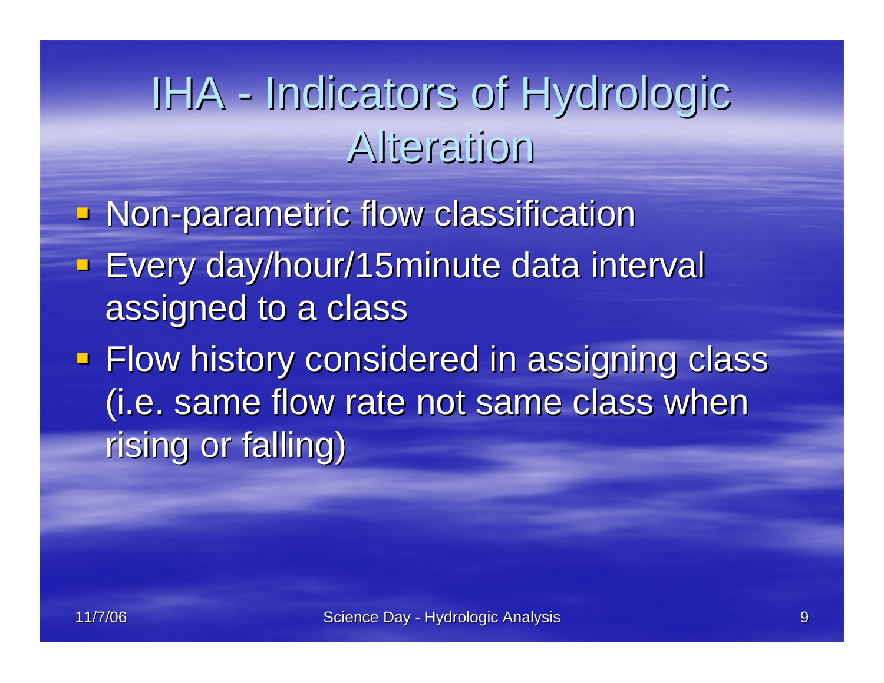# IHA - Indicators of Hydrologic Alteration

- Non-parametric flow classification
- Every day/hour/15minute data interval assigned to a class
- Flow history considered in assigning class (i.e. same flow rate not same class when rising or falling)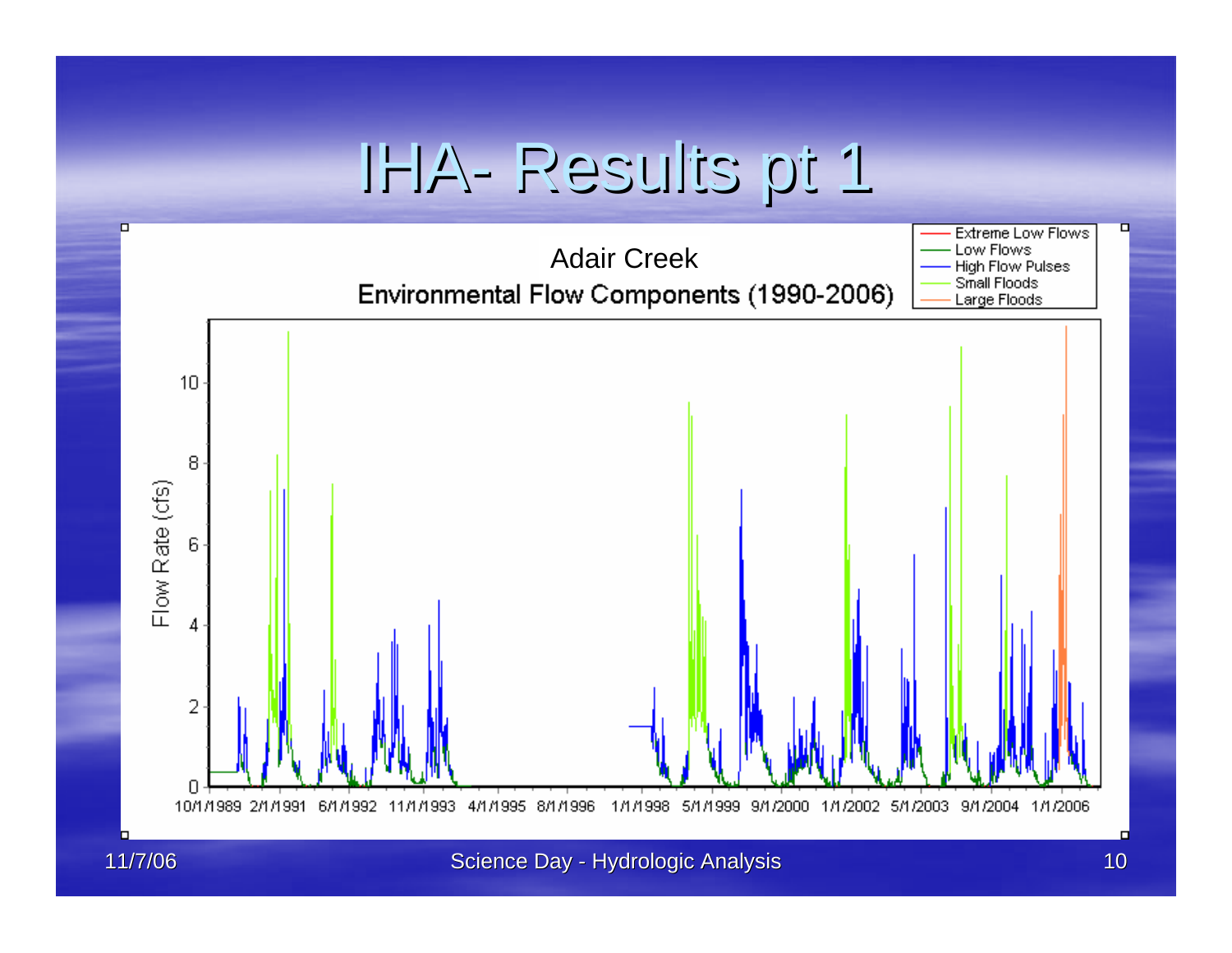# IHA- Results pt 1

Adair Creek

Environmental Flow Components (1990-2006)

- Extreme Low Flows
- Low Flows
- High Flow Pulses
- Small Floods
- Large Floods

Flow Rate (cfs)

10/1/1989 2/1/1991 6/1/1992 11/1/1993 4/1/1995 8/1/1996 1/1/1998 5/1/1999 9/1/2000 1/1/2002 5/1/2003 9/1/2004 1/1/2006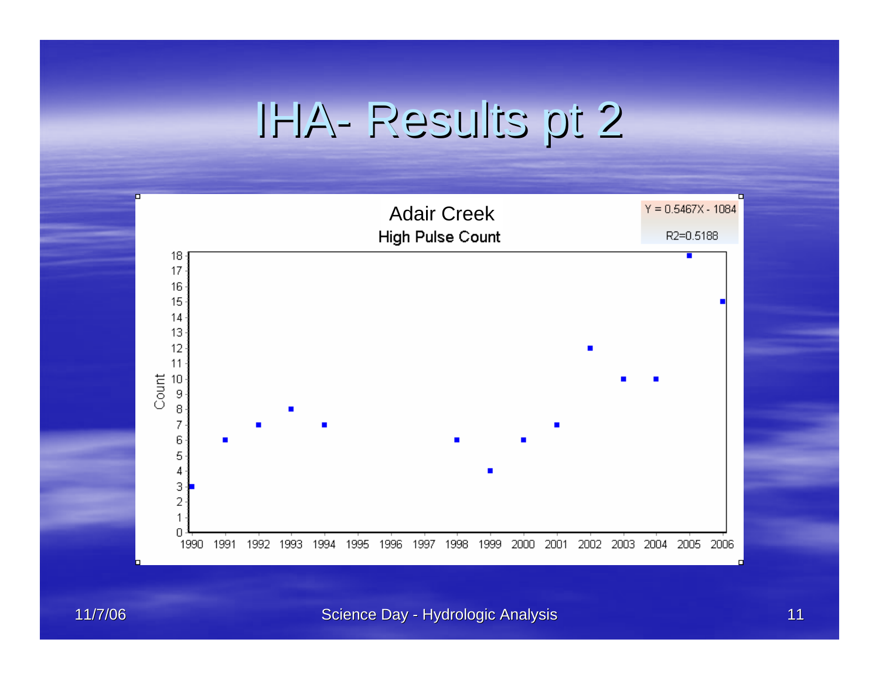# IHA- Results pt 2

## Adair Creek

**High Pulse Count**

$Y = 0.5467X - 1084$

$R2=0.5188$

| Year | Count |
|---|---|
| 1990 | 3 |
| 1991 | 6 |
| 1992 | 7 |
| 1993 | 8 |
| 1994 | 7 |
| 1998 | 6 |
| 1999 | 4 |
| 2000 | 6 |
| 2001 | 7 |
| 2002 | 12 |
| 2003 | 10 |
| 2004 | 10 |
| 2005 | 18 |
| 2006 | 15 |

Science Day - Hydrologic Analysis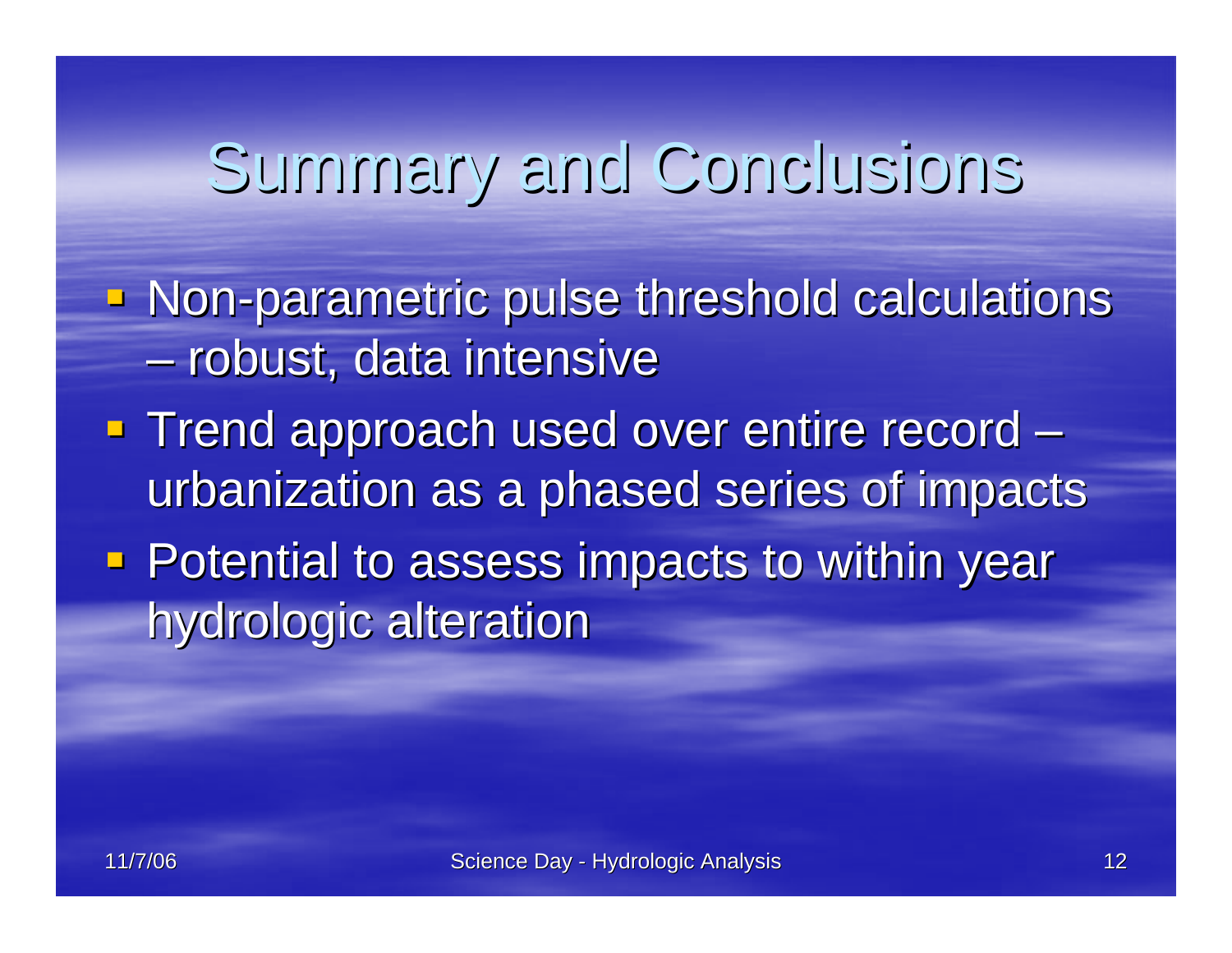# Summary and Conclusions

- Non-parametric pulse threshold calculations – robust, data intensive
- Trend approach used over entire record – urbanization as a phased series of impacts
- Potential to assess impacts to within year hydrologic alteration